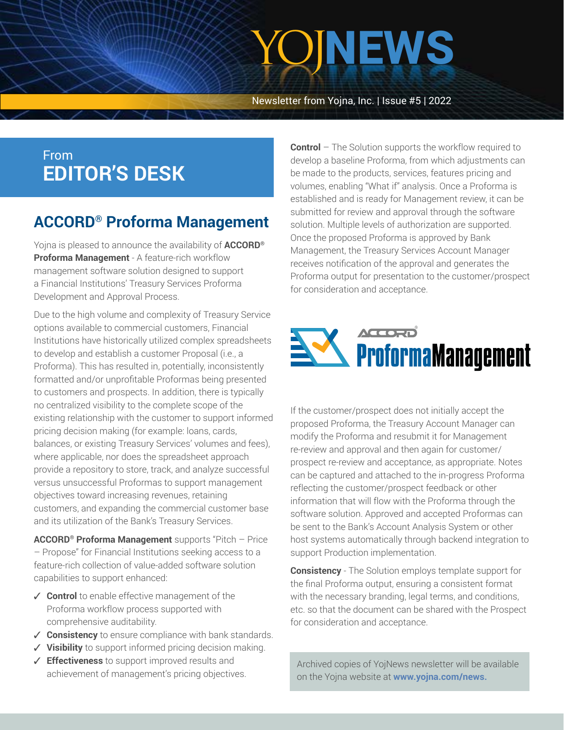# YOJNEWS

Newsletter from Yojna, Inc. | Issue #5 | 2022

## From EDITOR'S DESK

## ACCORD® Proforma Management

Yojna is pleased to announce the availability of **ACCORD® Proforma Management** - A feature-rich workflow management software solution designed to support a Financial Institutions' Treasury Services Proforma Development and Approval Process.

Due to the high volume and complexity of Treasury Service options available to commercial customers, Financial Institutions have historically utilized complex spreadsheets to develop and establish a customer Proposal (i.e., a Proforma). This has resulted in, potentially, inconsistently formatted and/or unprofitable Proformas being presented to customers and prospects. In addition, there is typically no centralized visibility to the complete scope of the existing relationship with the customer to support informed pricing decision making (for example: loans, cards, balances, or existing Treasury Services' volumes and fees), where applicable, nor does the spreadsheet approach provide a repository to store, track, and analyze successful versus unsuccessful Proformas to support management objectives toward increasing revenues, retaining customers, and expanding the commercial customer base and its utilization of the Bank's Treasury Services.

**ACCORD® Proforma Management** supports "Pitch – Price – Propose" for Financial Institutions seeking access to a feature-rich collection of value-added software solution capabilities to support enhanced:

- ✓ **Control** to enable effective management of the Proforma workflow process supported with comprehensive auditability.
- ✓ **Consistency** to ensure compliance with bank standards.
- ✓ **Visibility** to support informed pricing decision making.
- ✓ **Effectiveness** to support improved results and achievement of management's pricing objectives.

**Control** – The Solution supports the workflow required to develop a baseline Proforma, from which adjustments can be made to the products, services, features pricing and volumes, enabling "What if" analysis. Once a Proforma is established and is ready for Management review, it can be submitted for review and approval through the software solution. Multiple levels of authorization are supported. Once the proposed Proforma is approved by Bank Management, the Treasury Services Account Manager receives notification of the approval and generates the Proforma output for presentation to the customer/prospect for consideration and acceptance.

ACCORD® ProformaManagement

If the customer/prospect does not initially accept the proposed Proforma, the Treasury Account Manager can modify the Proforma and resubmit it for Management re-review and approval and then again for customer/prospect re-review and acceptance, as appropriate. Notes can be captured and attached to the in-progress Proforma reflecting the customer/prospect feedback or other information that will flow with the Proforma through the software solution. Approved and accepted Proformas can be sent to the Bank's Account Analysis System or other host systems automatically through backend integration to support Production implementation.

**Consistency** - The Solution employs template support for the final Proforma output, ensuring a consistent format with the necessary branding, legal terms, and conditions, etc. so that the document can be shared with the Prospect for consideration and acceptance.

Archived copies of YojNews newsletter will be available on the Yojna website at **www.yojna.com/news.**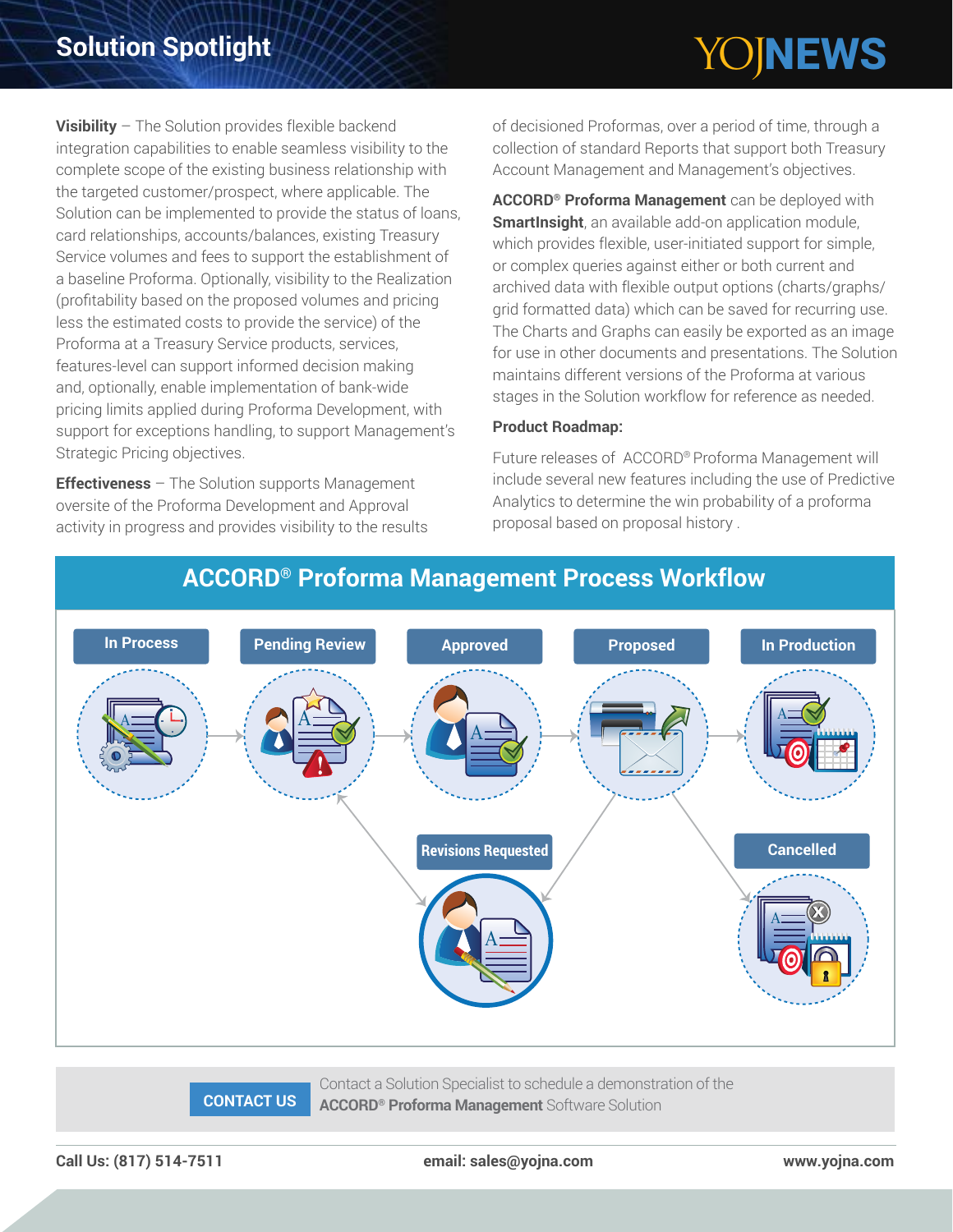**Visibility** – The Solution provides flexible backend integration capabilities to enable seamless visibility to the complete scope of the existing business relationship with the targeted customer/prospect, where applicable. The Solution can be implemented to provide the status of loans, card relationships, accounts/balances, existing Treasury Service volumes and fees to support the establishment of a baseline Proforma. Optionally, visibility to the Realization (profitability based on the proposed volumes and pricing less the estimated costs to provide the service) of the Proforma at a Treasury Service products, services, features-level can support informed decision making and, optionally, enable implementation of bank-wide pricing limits applied during Proforma Development, with support for exceptions handling, to support Management's Strategic Pricing objectives.

**Effectiveness** – The Solution supports Management oversite of the Proforma Development and Approval activity in progress and provides visibility to the results of decisioned Proformas, over a period of time, through a collection of standard Reports that support both Treasury Account Management and Management's objectives.

**ACCORD® Proforma Management** can be deployed with **SmartInsight**, an available add-on application module, which provides flexible, user-initiated support for simple, or complex queries against either or both current and archived data with flexible output options (charts/graphs/grid formatted data) which can be saved for recurring use. The Charts and Graphs can easily be exported as an image for use in other documents and presentations. The Solution maintains different versions of the Proforma at various stages in the Solution workflow for reference as needed.

**Product Roadmap:**

Future releases of ACCORD® Proforma Management will include several new features including the use of Predictive Analytics to determine the win probability of a proforma proposal based on proposal history .

## ACCORD® Proforma Management Process Workflow

In Process

Pending Review

Approved

Proposed

In Production

Revisions Requested

Cancelled

**CONTACT US**

Contact a Solution Specialist to schedule a demonstration of the **ACCORD® Proforma Management** Software Solution

**Call Us: (817) 514-7511** **email: sales@yojna.com** **www.yojna.com**